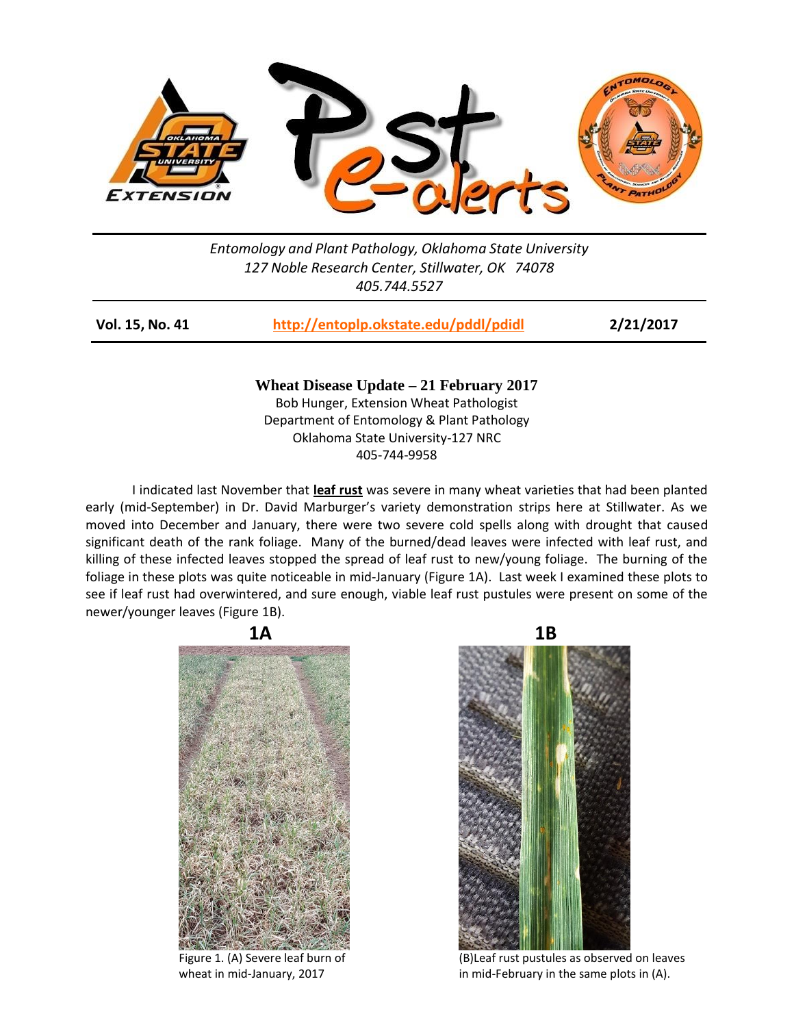*Entomology and Plant Pathology, Oklahoma State University*
*127 Noble Research Center, Stillwater, OK 74078*
*405.744.5527*

**Vol. 15, No. 41** | **http://entoplp.okstate.edu/pddl/pdidl** | **2/21/2017**

## Wheat Disease Update – 21 February 2017

Bob Hunger, Extension Wheat Pathologist
Department of Entomology & Plant Pathology
Oklahoma State University-127 NRC
405-744-9958

I indicated last November that **leaf rust** was severe in many wheat varieties that had been planted early (mid-September) in Dr. David Marburger's variety demonstration strips here at Stillwater. As we moved into December and January, there were two severe cold spells along with drought that caused significant death of the rank foliage. Many of the burned/dead leaves were infected with leaf rust, and killing of these infected leaves stopped the spread of leaf rust to new/young foliage. The burning of the foliage in these plots was quite noticeable in mid-January (Figure 1A). Last week I examined these plots to see if leaf rust had overwintered, and sure enough, viable leaf rust pustules were present on some of the newer/younger leaves (Figure 1B).

**1A** **1B**

Figure 1. (A) Severe leaf burn of wheat in mid-January, 2017

(B)Leaf rust pustules as observed on leaves in mid-February in the same plots in (A).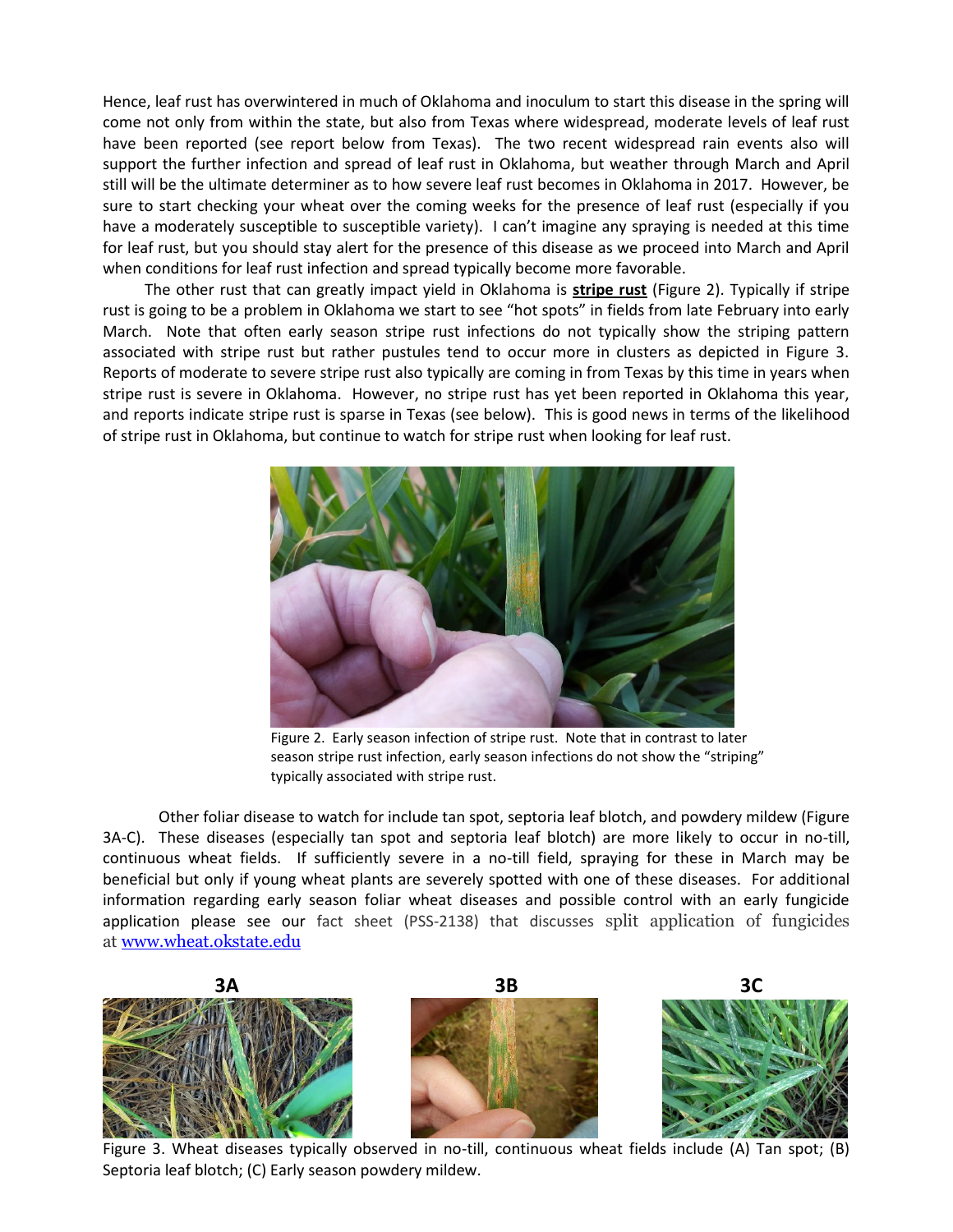Hence, leaf rust has overwintered in much of Oklahoma and inoculum to start this disease in the spring will come not only from within the state, but also from Texas where widespread, moderate levels of leaf rust have been reported (see report below from Texas). The two recent widespread rain events also will support the further infection and spread of leaf rust in Oklahoma, but weather through March and April still will be the ultimate determiner as to how severe leaf rust becomes in Oklahoma in 2017. However, be sure to start checking your wheat over the coming weeks for the presence of leaf rust (especially if you have a moderately susceptible to susceptible variety). I can't imagine any spraying is needed at this time for leaf rust, but you should stay alert for the presence of this disease as we proceed into March and April when conditions for leaf rust infection and spread typically become more favorable.

The other rust that can greatly impact yield in Oklahoma is **stripe rust** (Figure 2). Typically if stripe rust is going to be a problem in Oklahoma we start to see "hot spots" in fields from late February into early March. Note that often early season stripe rust infections do not typically show the striping pattern associated with stripe rust but rather pustules tend to occur more in clusters as depicted in Figure 3. Reports of moderate to severe stripe rust also typically are coming in from Texas by this time in years when stripe rust is severe in Oklahoma. However, no stripe rust has yet been reported in Oklahoma this year, and reports indicate stripe rust is sparse in Texas (see below). This is good news in terms of the likelihood of stripe rust in Oklahoma, but continue to watch for stripe rust when looking for leaf rust.

Figure 2. Early season infection of stripe rust. Note that in contrast to later season stripe rust infection, early season infections do not show the "striping" typically associated with stripe rust.

Other foliar disease to watch for include tan spot, septoria leaf blotch, and powdery mildew (Figure 3A-C). These diseases (especially tan spot and septoria leaf blotch) are more likely to occur in no-till, continuous wheat fields. If sufficiently severe in a no-till field, spraying for these in March may be beneficial but only if young wheat plants are severely spotted with one of these diseases. For additional information regarding early season foliar wheat diseases and possible control with an early fungicide application please see our fact sheet (PSS-2138) that discusses split application of fungicides at www.wheat.okstate.edu

**3A** **3B** **3C**

Figure 3. Wheat diseases typically observed in no-till, continuous wheat fields include (A) Tan spot; (B) Septoria leaf blotch; (C) Early season powdery mildew.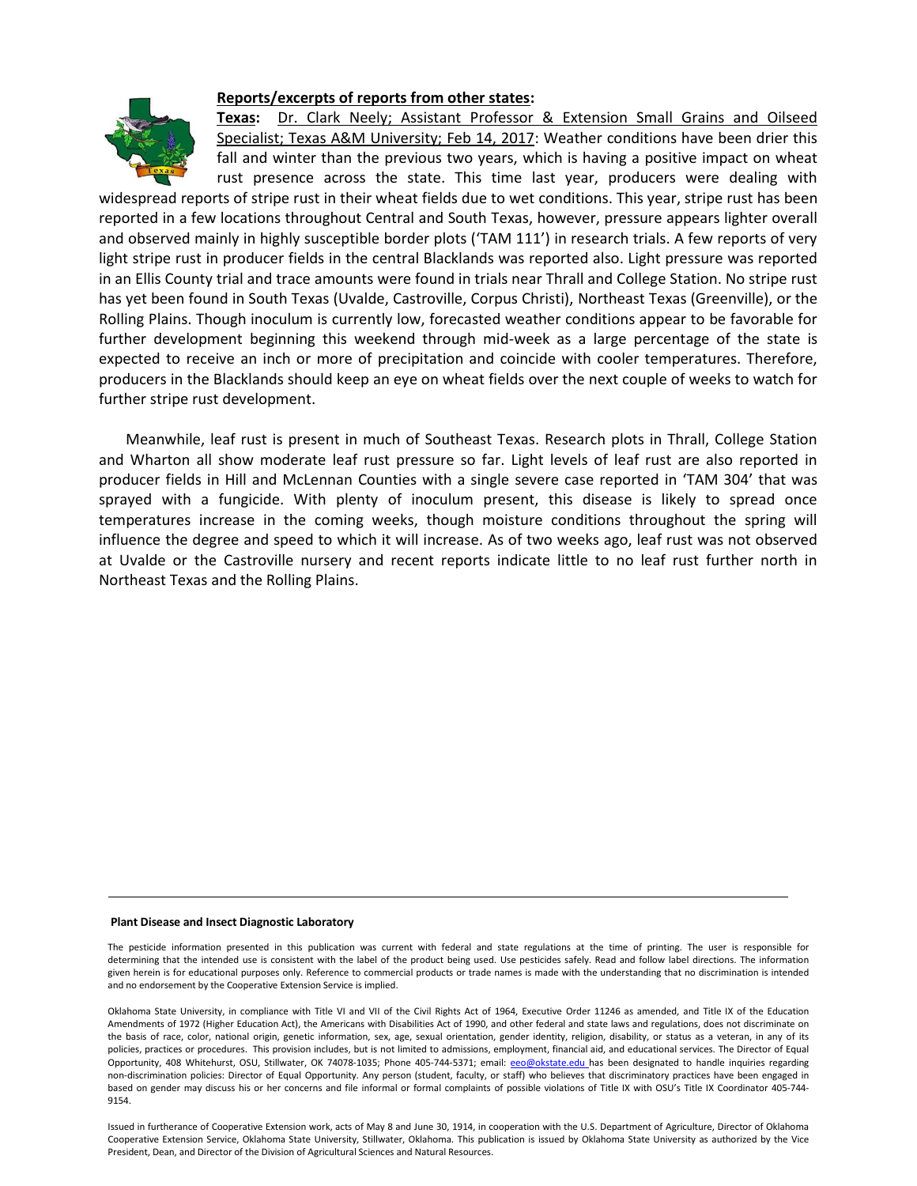**Reports/excerpts of reports from other states:**

**Texas:** Dr. Clark Neely; Assistant Professor & Extension Small Grains and Oilseed Specialist; Texas A&M University; Feb 14, 2017: Weather conditions have been drier this fall and winter than the previous two years, which is having a positive impact on wheat rust presence across the state. This time last year, producers were dealing with widespread reports of stripe rust in their wheat fields due to wet conditions. This year, stripe rust has been reported in a few locations throughout Central and South Texas, however, pressure appears lighter overall and observed mainly in highly susceptible border plots ('TAM 111') in research trials. A few reports of very light stripe rust in producer fields in the central Blacklands was reported also. Light pressure was reported in an Ellis County trial and trace amounts were found in trials near Thrall and College Station. No stripe rust has yet been found in South Texas (Uvalde, Castroville, Corpus Christi), Northeast Texas (Greenville), or the Rolling Plains. Though inoculum is currently low, forecasted weather conditions appear to be favorable for further development beginning this weekend through mid-week as a large percentage of the state is expected to receive an inch or more of precipitation and coincide with cooler temperatures. Therefore, producers in the Blacklands should keep an eye on wheat fields over the next couple of weeks to watch for further stripe rust development.

Meanwhile, leaf rust is present in much of Southeast Texas. Research plots in Thrall, College Station and Wharton all show moderate leaf rust pressure so far. Light levels of leaf rust are also reported in producer fields in Hill and McLennan Counties with a single severe case reported in 'TAM 304' that was sprayed with a fungicide. With plenty of inoculum present, this disease is likely to spread once temperatures increase in the coming weeks, though moisture conditions throughout the spring will influence the degree and speed to which it will increase. As of two weeks ago, leaf rust was not observed at Uvalde or the Castroville nursery and recent reports indicate little to no leaf rust further north in Northeast Texas and the Rolling Plains.

---

**Plant Disease and Insect Diagnostic Laboratory**

The pesticide information presented in this publication was current with federal and state regulations at the time of printing. The user is responsible for determining that the intended use is consistent with the label of the product being used. Use pesticides safely. Read and follow label directions. The information given herein is for educational purposes only. Reference to commercial products or trade names is made with the understanding that no discrimination is intended and no endorsement by the Cooperative Extension Service is implied.

Oklahoma State University, in compliance with Title VI and VII of the Civil Rights Act of 1964, Executive Order 11246 as amended, and Title IX of the Education Amendments of 1972 (Higher Education Act), the Americans with Disabilities Act of 1990, and other federal and state laws and regulations, does not discriminate on the basis of race, color, national origin, genetic information, sex, age, sexual orientation, gender identity, religion, disability, or status as a veteran, in any of its policies, practices or procedures. This provision includes, but is not limited to admissions, employment, financial aid, and educational services. The Director of Equal Opportunity, 408 Whitehurst, OSU, Stillwater, OK 74078-1035; Phone 405-744-5371; email: eeo@okstate.edu has been designated to handle inquiries regarding non-discrimination policies: Director of Equal Opportunity. Any person (student, faculty, or staff) who believes that discriminatory practices have been engaged in based on gender may discuss his or her concerns and file informal or formal complaints of possible violations of Title IX with OSU's Title IX Coordinator 405-744-9154.

Issued in furtherance of Cooperative Extension work, acts of May 8 and June 30, 1914, in cooperation with the U.S. Department of Agriculture, Director of Oklahoma Cooperative Extension Service, Oklahoma State University, Stillwater, Oklahoma. This publication is issued by Oklahoma State University as authorized by the Vice President, Dean, and Director of the Division of Agricultural Sciences and Natural Resources.